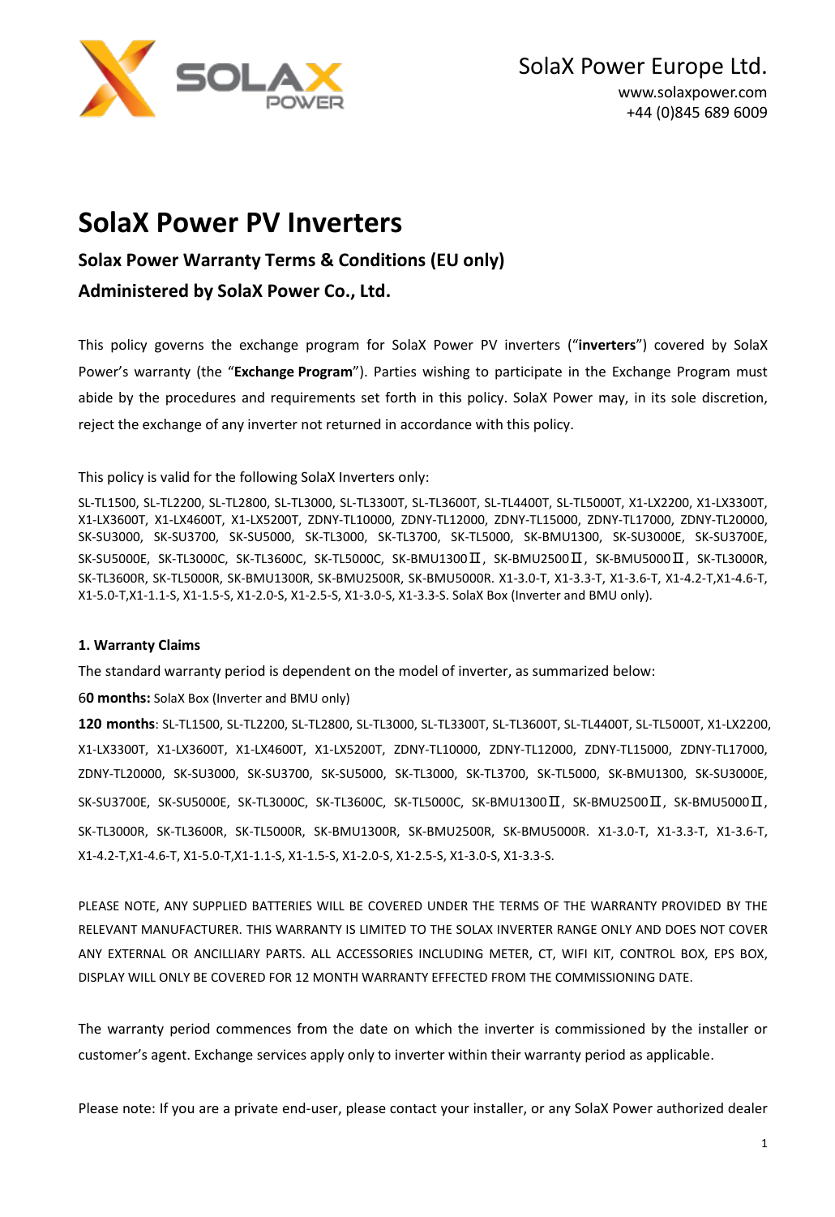SolaX Power Europe Ltd.
www.solaxpower.com
+44 (0)845 689 6009

# SolaX Power PV Inverters

## Solax Power Warranty Terms & Conditions (EU only)

## Administered by SolaX Power Co., Ltd.

This policy governs the exchange program for SolaX Power PV inverters ("**inverters**") covered by SolaX Power's warranty (the "**Exchange Program**"). Parties wishing to participate in the Exchange Program must abide by the procedures and requirements set forth in this policy. SolaX Power may, in its sole discretion, reject the exchange of any inverter not returned in accordance with this policy.

This policy is valid for the following SolaX Inverters only:

SL-TL1500, SL-TL2200, SL-TL2800, SL-TL3000, SL-TL3300T, SL-TL3600T, SL-TL4400T, SL-TL5000T, X1-LX2200, X1-LX3300T, X1-LX3600T, X1-LX4600T, X1-LX5200T, ZDNY-TL10000, ZDNY-TL12000, ZDNY-TL15000, ZDNY-TL17000, ZDNY-TL20000, SK-SU3000, SK-SU3700, SK-SU5000, SK-TL3000, SK-TL3700, SK-TL5000, SK-BMU1300, SK-SU3000E, SK-SU3700E, SK-SU5000E, SK-TL3000C, SK-TL3600C, SK-TL5000C, SK-BMU1300Ⅱ, SK-BMU2500Ⅱ, SK-BMU5000Ⅱ, SK-TL3000R, SK-TL3600R, SK-TL5000R, SK-BMU1300R, SK-BMU2500R, SK-BMU5000R. X1-3.0-T, X1-3.3-T, X1-3.6-T, X1-4.2-T,X1-4.6-T, X1-5.0-T,X1-1.1-S, X1-1.5-S, X1-2.0-S, X1-2.5-S, X1-3.0-S, X1-3.3-S. SolaX Box (Inverter and BMU only).

**1. Warranty Claims**

The standard warranty period is dependent on the model of inverter, as summarized below:

6**0 months:** SolaX Box (Inverter and BMU only)

**120 months**: SL-TL1500, SL-TL2200, SL-TL2800, SL-TL3000, SL-TL3300T, SL-TL3600T, SL-TL4400T, SL-TL5000T, X1-LX2200, X1-LX3300T, X1-LX3600T, X1-LX4600T, X1-LX5200T, ZDNY-TL10000, ZDNY-TL12000, ZDNY-TL15000, ZDNY-TL17000, ZDNY-TL20000, SK-SU3000, SK-SU3700, SK-SU5000, SK-TL3000, SK-TL3700, SK-TL5000, SK-BMU1300, SK-SU3000E, SK-SU3700E, SK-SU5000E, SK-TL3000C, SK-TL3600C, SK-TL5000C, SK-BMU1300Ⅱ, SK-BMU2500Ⅱ, SK-BMU5000Ⅱ, SK-TL3000R, SK-TL3600R, SK-TL5000R, SK-BMU1300R, SK-BMU2500R, SK-BMU5000R. X1-3.0-T, X1-3.3-T, X1-3.6-T, X1-4.2-T,X1-4.6-T, X1-5.0-T,X1-1.1-S, X1-1.5-S, X1-2.0-S, X1-2.5-S, X1-3.0-S, X1-3.3-S.

PLEASE NOTE, ANY SUPPLIED BATTERIES WILL BE COVERED UNDER THE TERMS OF THE WARRANTY PROVIDED BY THE RELEVANT MANUFACTURER. THIS WARRANTY IS LIMITED TO THE SOLAX INVERTER RANGE ONLY AND DOES NOT COVER ANY EXTERNAL OR ANCILLIARY PARTS. ALL ACCESSORIES INCLUDING METER, CT, WIFI KIT, CONTROL BOX, EPS BOX, DISPLAY WILL ONLY BE COVERED FOR 12 MONTH WARRANTY EFFECTED FROM THE COMMISSIONING DATE.

The warranty period commences from the date on which the inverter is commissioned by the installer or customer's agent. Exchange services apply only to inverter within their warranty period as applicable.

Please note: If you are a private end-user, please contact your installer, or any SolaX Power authorized dealer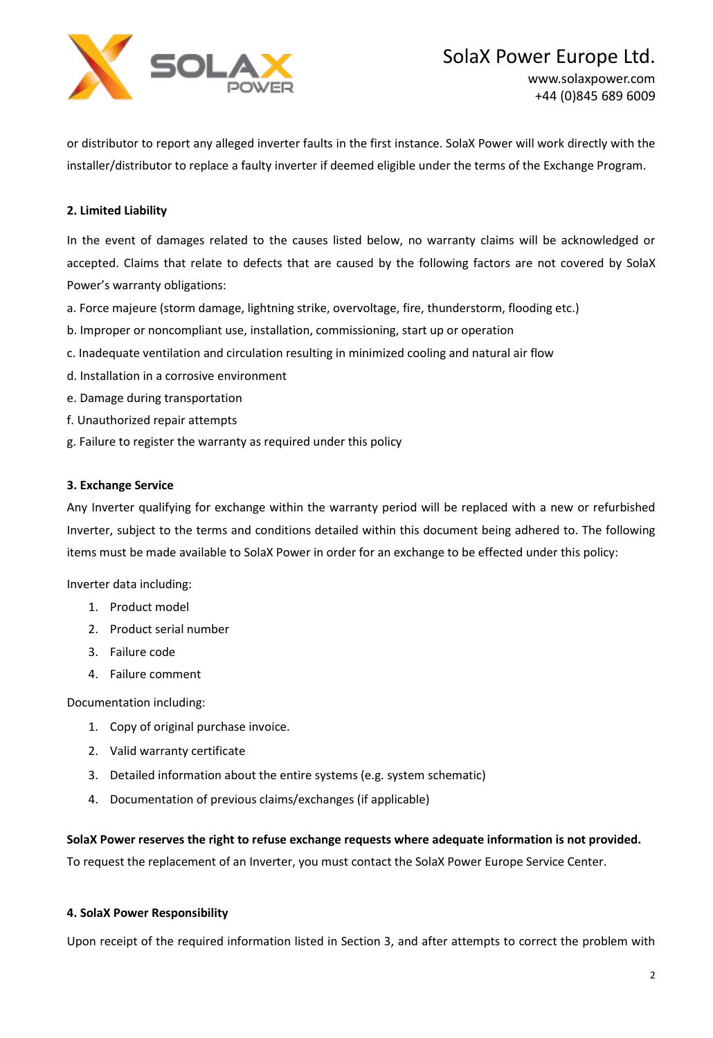or distributor to report any alleged inverter faults in the first instance. SolaX Power will work directly with the installer/distributor to replace a faulty inverter if deemed eligible under the terms of the Exchange Program.

**2. Limited Liability**

In the event of damages related to the causes listed below, no warranty claims will be acknowledged or accepted. Claims that relate to defects that are caused by the following factors are not covered by SolaX Power's warranty obligations:

a. Force majeure (storm damage, lightning strike, overvoltage, fire, thunderstorm, flooding etc.)

b. Improper or noncompliant use, installation, commissioning, start up or operation

c. Inadequate ventilation and circulation resulting in minimized cooling and natural air flow

d. Installation in a corrosive environment

e. Damage during transportation

f. Unauthorized repair attempts

g. Failure to register the warranty as required under this policy

**3. Exchange Service**

Any Inverter qualifying for exchange within the warranty period will be replaced with a new or refurbished Inverter, subject to the terms and conditions detailed within this document being adhered to. The following items must be made available to SolaX Power in order for an exchange to be effected under this policy:

Inverter data including:

1. Product model
2. Product serial number
3. Failure code
4. Failure comment

Documentation including:

1. Copy of original purchase invoice.
2. Valid warranty certificate
3. Detailed information about the entire systems (e.g. system schematic)
4. Documentation of previous claims/exchanges (if applicable)

**SolaX Power reserves the right to refuse exchange requests where adequate information is not provided.**

To request the replacement of an Inverter, you must contact the SolaX Power Europe Service Center.

**4. SolaX Power Responsibility**

Upon receipt of the required information listed in Section 3, and after attempts to correct the problem with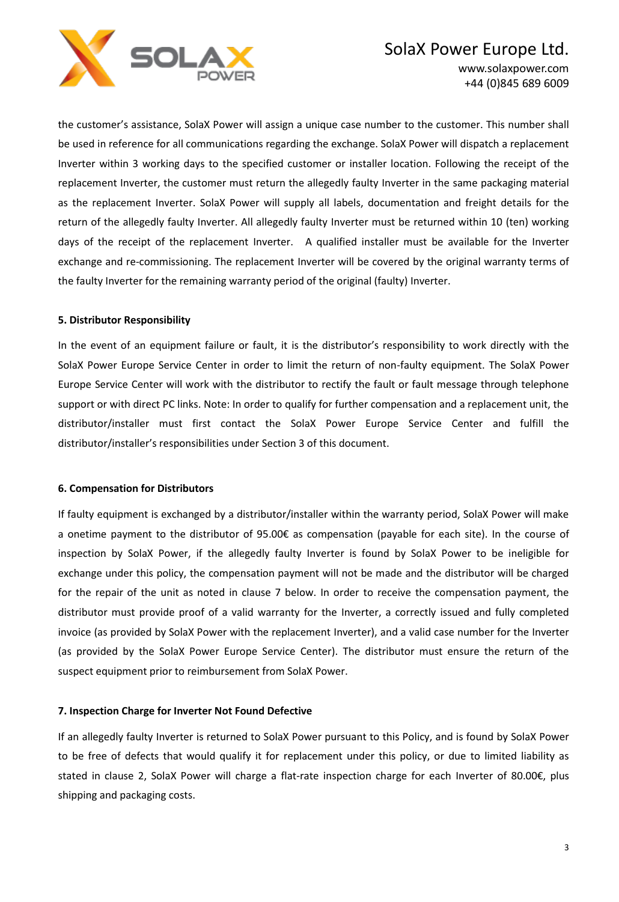the customer's assistance, SolaX Power will assign a unique case number to the customer. This number shall be used in reference for all communications regarding the exchange. SolaX Power will dispatch a replacement Inverter within 3 working days to the specified customer or installer location. Following the receipt of the replacement Inverter, the customer must return the allegedly faulty Inverter in the same packaging material as the replacement Inverter. SolaX Power will supply all labels, documentation and freight details for the return of the allegedly faulty Inverter. All allegedly faulty Inverter must be returned within 10 (ten) working days of the receipt of the replacement Inverter. A qualified installer must be available for the Inverter exchange and re-commissioning. The replacement Inverter will be covered by the original warranty terms of the faulty Inverter for the remaining warranty period of the original (faulty) Inverter.

**5. Distributor Responsibility**

In the event of an equipment failure or fault, it is the distributor's responsibility to work directly with the SolaX Power Europe Service Center in order to limit the return of non-faulty equipment. The SolaX Power Europe Service Center will work with the distributor to rectify the fault or fault message through telephone support or with direct PC links. Note: In order to qualify for further compensation and a replacement unit, the distributor/installer must first contact the SolaX Power Europe Service Center and fulfill the distributor/installer's responsibilities under Section 3 of this document.

**6. Compensation for Distributors**

If faulty equipment is exchanged by a distributor/installer within the warranty period, SolaX Power will make a onetime payment to the distributor of 95.00€ as compensation (payable for each site). In the course of inspection by SolaX Power, if the allegedly faulty Inverter is found by SolaX Power to be ineligible for exchange under this policy, the compensation payment will not be made and the distributor will be charged for the repair of the unit as noted in clause 7 below. In order to receive the compensation payment, the distributor must provide proof of a valid warranty for the Inverter, a correctly issued and fully completed invoice (as provided by SolaX Power with the replacement Inverter), and a valid case number for the Inverter (as provided by the SolaX Power Europe Service Center). The distributor must ensure the return of the suspect equipment prior to reimbursement from SolaX Power.

**7. Inspection Charge for Inverter Not Found Defective**

If an allegedly faulty Inverter is returned to SolaX Power pursuant to this Policy, and is found by SolaX Power to be free of defects that would qualify it for replacement under this policy, or due to limited liability as stated in clause 2, SolaX Power will charge a flat-rate inspection charge for each Inverter of 80.00€, plus shipping and packaging costs.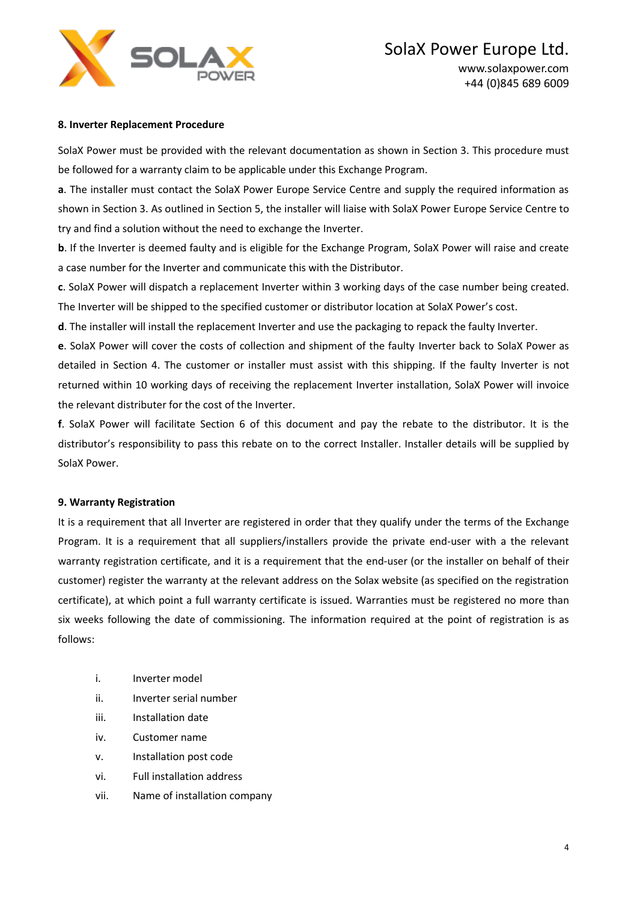**8. Inverter Replacement Procedure**

SolaX Power must be provided with the relevant documentation as shown in Section 3. This procedure must be followed for a warranty claim to be applicable under this Exchange Program.

**a**. The installer must contact the SolaX Power Europe Service Centre and supply the required information as shown in Section 3. As outlined in Section 5, the installer will liaise with SolaX Power Europe Service Centre to try and find a solution without the need to exchange the Inverter.

**b**. If the Inverter is deemed faulty and is eligible for the Exchange Program, SolaX Power will raise and create a case number for the Inverter and communicate this with the Distributor.

**c**. SolaX Power will dispatch a replacement Inverter within 3 working days of the case number being created. The Inverter will be shipped to the specified customer or distributor location at SolaX Power's cost.

**d**. The installer will install the replacement Inverter and use the packaging to repack the faulty Inverter.

**e**. SolaX Power will cover the costs of collection and shipment of the faulty Inverter back to SolaX Power as detailed in Section 4. The customer or installer must assist with this shipping. If the faulty Inverter is not returned within 10 working days of receiving the replacement Inverter installation, SolaX Power will invoice the relevant distributer for the cost of the Inverter.

**f**. SolaX Power will facilitate Section 6 of this document and pay the rebate to the distributor. It is the distributor's responsibility to pass this rebate on to the correct Installer. Installer details will be supplied by SolaX Power.

**9. Warranty Registration**

It is a requirement that all Inverter are registered in order that they qualify under the terms of the Exchange Program. It is a requirement that all suppliers/installers provide the private end-user with a the relevant warranty registration certificate, and it is a requirement that the end-user (or the installer on behalf of their customer) register the warranty at the relevant address on the Solax website (as specified on the registration certificate), at which point a full warranty certificate is issued. Warranties must be registered no more than six weeks following the date of commissioning. The information required at the point of registration is as follows:

i. Inverter model
ii. Inverter serial number
iii. Installation date
iv. Customer name
v. Installation post code
vi. Full installation address
vii. Name of installation company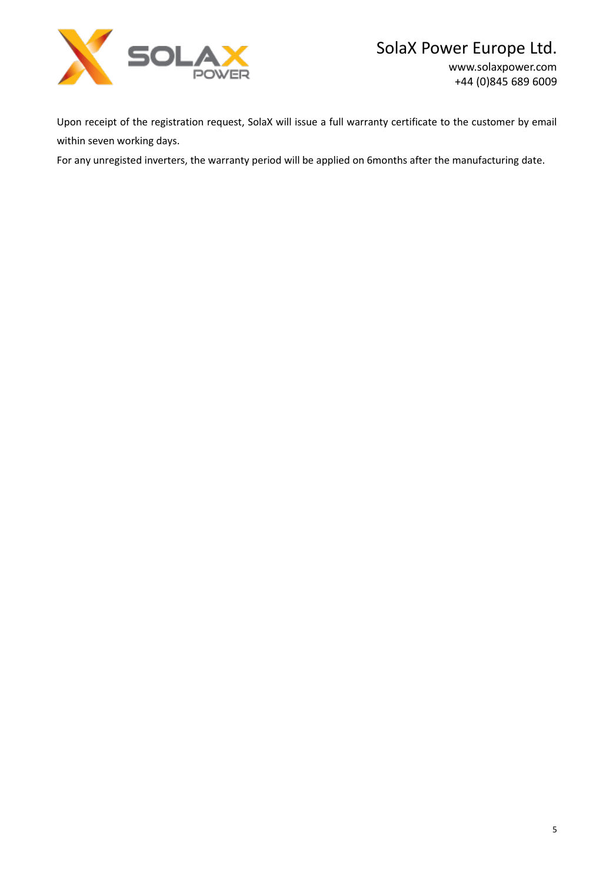Upon receipt of the registration request, SolaX will issue a full warranty certificate to the customer by email within seven working days.

For any unregisted inverters, the warranty period will be applied on 6months after the manufacturing date.